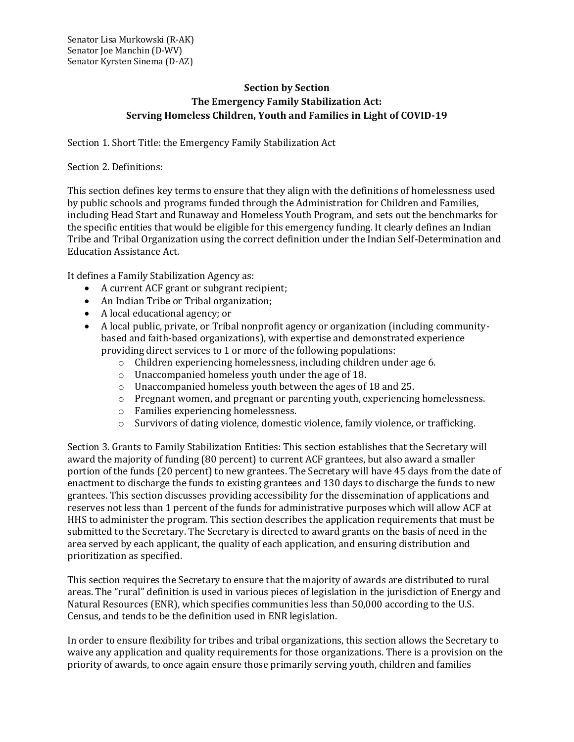Senator Lisa Murkowski (R-AK)
Senator Joe Manchin (D-WV)
Senator Kyrsten Sinema (D-AZ)

**Section by Section**
**The Emergency Family Stabilization Act:**
**Serving Homeless Children, Youth and Families in Light of COVID-19**

Section 1. Short Title: the Emergency Family Stabilization Act

Section 2. Definitions:

This section defines key terms to ensure that they align with the definitions of homelessness used by public schools and programs funded through the Administration for Children and Families, including Head Start and Runaway and Homeless Youth Program, and sets out the benchmarks for the specific entities that would be eligible for this emergency funding. It clearly defines an Indian Tribe and Tribal Organization using the correct definition under the Indian Self-Determination and Education Assistance Act.

It defines a Family Stabilization Agency as:

- A current ACF grant or subgrant recipient;
- An Indian Tribe or Tribal organization;
- A local educational agency; or
- A local public, private, or Tribal nonprofit agency or organization (including community-based and faith-based organizations), with expertise and demonstrated experience providing direct services to 1 or more of the following populations:
  - Children experiencing homelessness, including children under age 6.
  - Unaccompanied homeless youth under the age of 18.
  - Unaccompanied homeless youth between the ages of 18 and 25.
  - Pregnant women, and pregnant or parenting youth, experiencing homelessness.
  - Families experiencing homelessness.
  - Survivors of dating violence, domestic violence, family violence, or trafficking.

Section 3. Grants to Family Stabilization Entities: This section establishes that the Secretary will award the majority of funding (80 percent) to current ACF grantees, but also award a smaller portion of the funds (20 percent) to new grantees. The Secretary will have 45 days from the date of enactment to discharge the funds to existing grantees and 130 days to discharge the funds to new grantees. This section discusses providing accessibility for the dissemination of applications and reserves not less than 1 percent of the funds for administrative purposes which will allow ACF at HHS to administer the program. This section describes the application requirements that must be submitted to the Secretary. The Secretary is directed to award grants on the basis of need in the area served by each applicant, the quality of each application, and ensuring distribution and prioritization as specified.

This section requires the Secretary to ensure that the majority of awards are distributed to rural areas. The "rural" definition is used in various pieces of legislation in the jurisdiction of Energy and Natural Resources (ENR), which specifies communities less than 50,000 according to the U.S. Census, and tends to be the definition used in ENR legislation.

In order to ensure flexibility for tribes and tribal organizations, this section allows the Secretary to waive any application and quality requirements for those organizations. There is a provision on the priority of awards, to once again ensure those primarily serving youth, children and families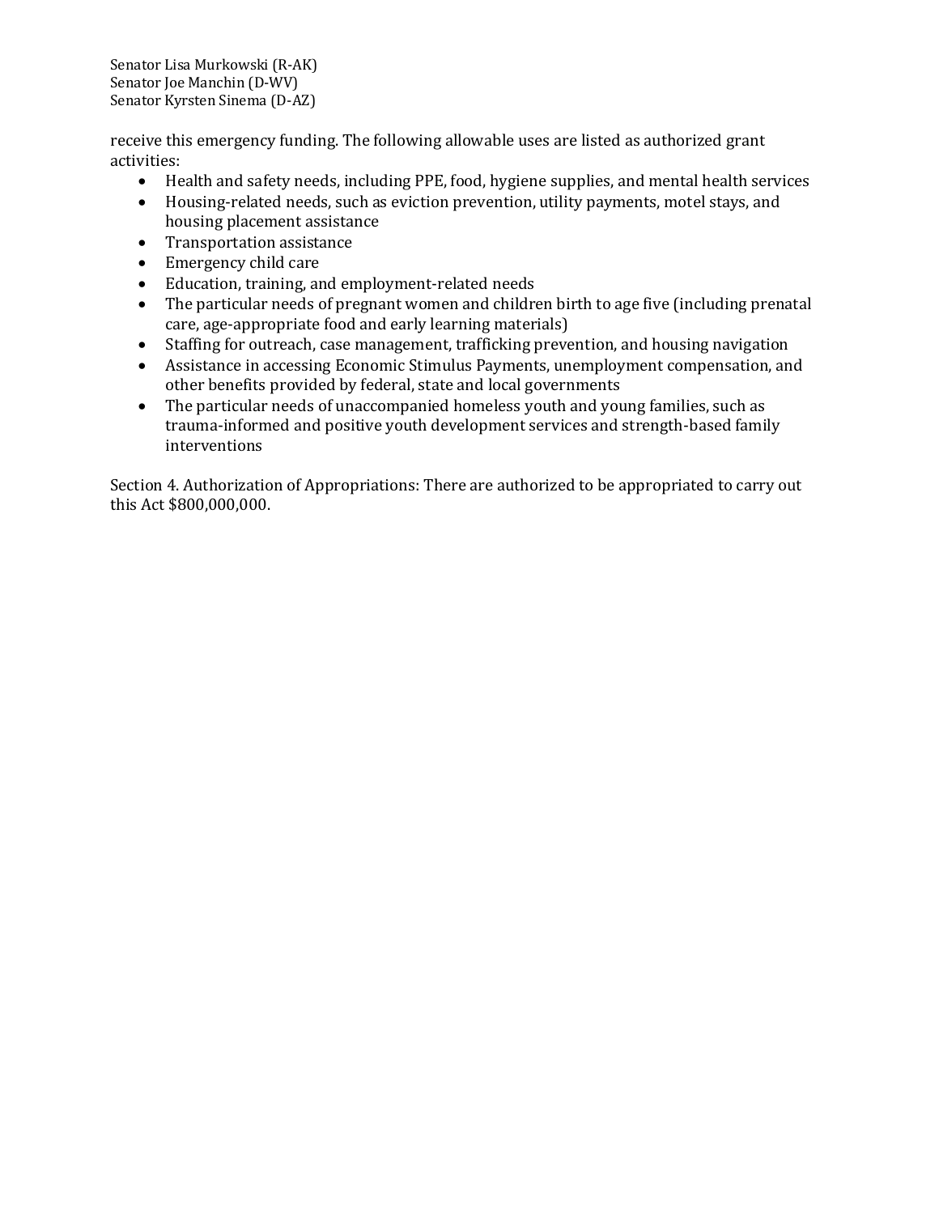receive this emergency funding. The following allowable uses are listed as authorized grant activities:

- Health and safety needs, including PPE, food, hygiene supplies, and mental health services
- Housing-related needs, such as eviction prevention, utility payments, motel stays, and housing placement assistance
- Transportation assistance
- Emergency child care
- Education, training, and employment-related needs
- The particular needs of pregnant women and children birth to age five (including prenatal care, age-appropriate food and early learning materials)
- Staffing for outreach, case management, trafficking prevention, and housing navigation
- Assistance in accessing Economic Stimulus Payments, unemployment compensation, and other benefits provided by federal, state and local governments
- The particular needs of unaccompanied homeless youth and young families, such as trauma-informed and positive youth development services and strength-based family interventions

Section 4. Authorization of Appropriations: There are authorized to be appropriated to carry out this Act $800,000,000.